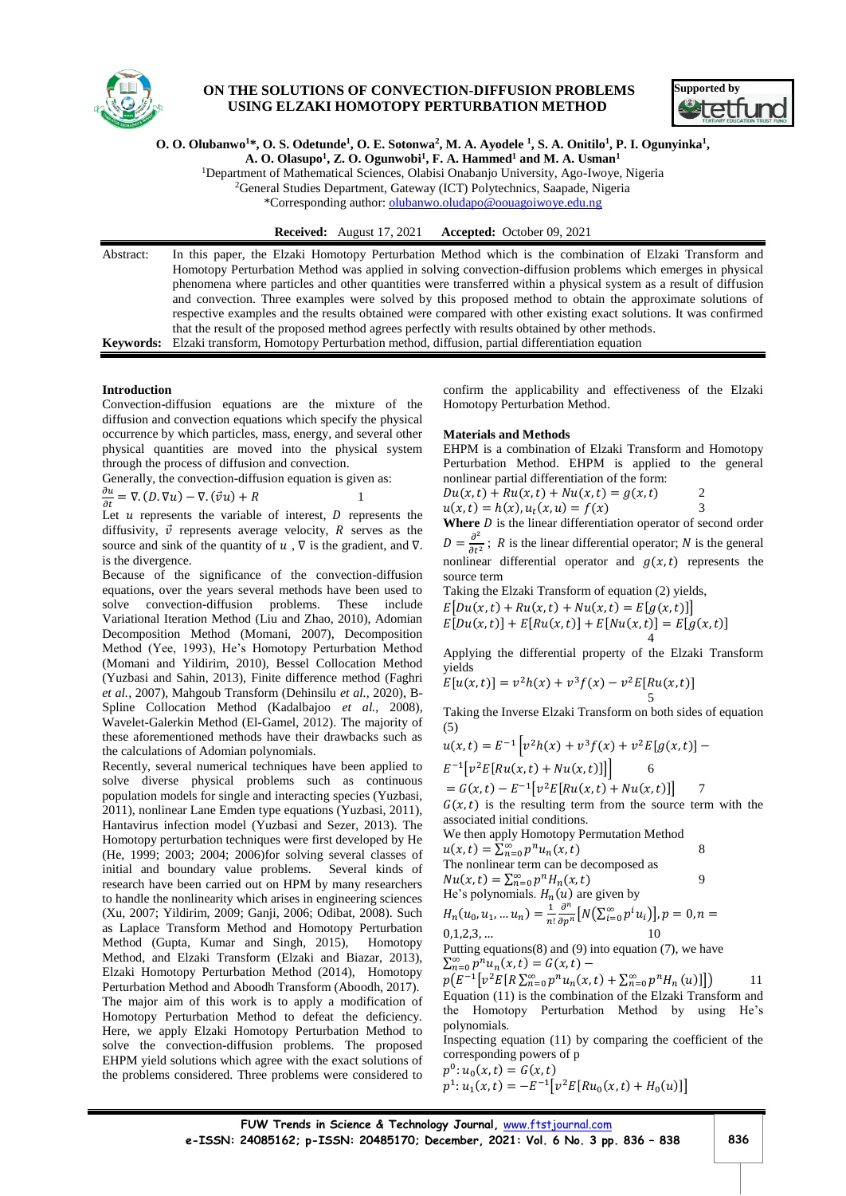# ON THE SOLUTIONS OF CONVECTION-DIFFUSION PROBLEMS USING ELZAKI HOMOTOPY PERTURBATION METHOD

**O. O. Olubanwo[1]*, O. S. Odetunde[1], O. E. Sotonwa[2], M. A. Ayodele [1], S. A. Onitilo[1], P. I. Ogunyinka[1], A. O. Olasupo[1], Z. O. Ogunwobi[1], F. A. Hammed[1] and M. A. Usman[1]**

[1]Department of Mathematical Sciences, Olabisi Onabanjo University, Ago-Iwoye, Nigeria
[2]General Studies Department, Gateway (ICT) Polytechnics, Saapade, Nigeria
*Corresponding author: olubanwo.oludapo@oouagoiwoye.edu.ng

**Received:** August 17, 2021 **Accepted:** October 09, 2021

Abstract: In this paper, the Elzaki Homotopy Perturbation Method which is the combination of Elzaki Transform and Homotopy Perturbation Method was applied in solving convection-diffusion problems which emerges in physical phenomena where particles and other quantities were transferred within a physical system as a result of diffusion and convection. Three examples were solved by this proposed method to obtain the approximate solutions of respective examples and the results obtained were compared with other existing exact solutions. It was confirmed that the result of the proposed method agrees perfectly with results obtained by other methods.

**Keywords:** Elzaki transform, Homotopy Perturbation method, diffusion, partial differentiation equation

## Introduction

Convection-diffusion equations are the mixture of the diffusion and convection equations which specify the physical occurrence by which particles, mass, energy, and several other physical quantities are moved into the physical system through the process of diffusion and convection.

Generally, the convection-diffusion equation is given as:

$$\frac{\partial u}{\partial t} = \nabla.(D.\nabla u) - \nabla.(\vec{v}u) + R \qquad 1$$

Let $u$ represents the variable of interest, $D$ represents the diffusivity, $\vec{v}$ represents average velocity, $R$ serves as the source and sink of the quantity of $u$ , $\nabla$ is the gradient, and $\nabla.$ is the divergence.

Because of the significance of the convection-diffusion equations, over the years several methods have been used to solve convection-diffusion problems. These include Variational Iteration Method (Liu and Zhao, 2010), Adomian Decomposition Method (Momani, 2007), Decomposition Method (Yee, 1993), He's Homotopy Perturbation Method (Momani and Yildirim, 2010), Bessel Collocation Method (Yuzbasi and Sahin, 2013), Finite difference method (Faghri *et al.*, 2007), Mahgoub Transform (Dehinsilu *et al.*, 2020), B-Spline Collocation Method (Kadalbajoo *et al.*, 2008), Wavelet-Galerkin Method (El-Gamel, 2012). The majority of these aforementioned methods have their drawbacks such as the calculations of Adomian polynomials.

Recently, several numerical techniques have been applied to solve diverse physical problems such as continuous population models for single and interacting species (Yuzbasi, 2011), nonlinear Lane Emden type equations (Yuzbasi, 2011), Hantavirus infection model (Yuzbasi and Sezer, 2013). The Homotopy perturbation techniques were first developed by He (He, 1999; 2003; 2004; 2006)for solving several classes of initial and boundary value problems. Several kinds of research have been carried out on HPM by many researchers to handle the nonlinearity which arises in engineering sciences (Xu, 2007; Yildirim, 2009; Ganji, 2006; Odibat, 2008). Such as Laplace Transform Method and Homotopy Perturbation Method (Gupta, Kumar and Singh, 2015), Homotopy Method, and Elzaki Transform (Elzaki and Biazar, 2013), Elzaki Homotopy Perturbation Method (2014), Homotopy Perturbation Method and Aboodh Transform (Aboodh, 2017). The major aim of this work is to apply a modification of Homotopy Perturbation Method to defeat the deficiency. Here, we apply Elzaki Homotopy Perturbation Method to solve the convection-diffusion problems. The proposed EHPM yield solutions which agree with the exact solutions of the problems considered. Three problems were considered to confirm the applicability and effectiveness of the Elzaki Homotopy Perturbation Method.

## Materials and Methods

EHPM is a combination of Elzaki Transform and Homotopy Perturbation Method. EHPM is applied to the general nonlinear partial differentiation of the form:

$$Du(x,t) + Ru(x,t) + Nu(x,t) = g(x,t) \qquad 2$$

$$u(x,t) = h(x), u_t(x,u) = f(x) \qquad 3$$

**Where** $D$ is the linear differentiation operator of second order $D = \frac{\partial^2}{\partial t^2}$ ; $R$ is the linear differential operator; $N$ is the general nonlinear differential operator and $g(x,t)$ represents the source term

Taking the Elzaki Transform of equation (2) yields,

$$E[Du(x,t) + Ru(x,t) + Nu(x,t) = E[g(x,t)]]$$

$$E[Du(x,t)] + E[Ru(x,t)] + E[Nu(x,t)] = E[g(x,t)] \qquad 4$$

Applying the differential property of the Elzaki Transform yields

$$E[u(x,t)] = v^2h(x) + v^3f(x) - v^2E[Ru(x,t)] \qquad 5$$

Taking the Inverse Elzaki Transform on both sides of equation (5)

$$u(x,t) = E^{-1}\left[v^2h(x) + v^3f(x) + v^2E[g(x,t)] - E^{-1}\left[v^2E[Ru(x,t) + Nu(x,t)]\right]\right] \qquad 6$$

$$= G(x,t) - E^{-1}\left[v^2E[Ru(x,t) + Nu(x,t)]\right] \qquad 7$$

$G(x,t)$ is the resulting term from the source term with the associated initial conditions.

We then apply Homotopy Permutation Method

$$u(x,t) = \sum_{n=0}^{\infty} p^n u_n(x,t) \qquad 8$$

The nonlinear term can be decomposed as

$$Nu(x,t) = \sum_{n=0}^{\infty} p^n H_n(x,t) \qquad 9$$

He's polynomials. $H_n(u)$ are given by

$$H_n(u_0, u_1, \dots u_n) = \frac{1}{n!}\frac{\partial^n}{\partial p^n}\left[N\left(\sum_{i=0}^{\infty} p^i u_i\right)\right], p = 0, n = 0,1,2,3, \dots \qquad 10$$

Putting equations(8) and (9) into equation (7), we have

$$\sum_{n=0}^{\infty} p^n u_n(x,t) = G(x,t) - p\left(E^{-1}\left[v^2E\left[R\sum_{n=0}^{\infty} p^n u_n(x,t) + \sum_{n=0}^{\infty} p^n H_n(u)\right]\right]\right) \qquad 11$$

Equation (11) is the combination of the Elzaki Transform and the Homotopy Perturbation Method by using He's polynomials.

Inspecting equation (11) by comparing the coefficient of the corresponding powers of p

$$p^0 : u_0(x,t) = G(x,t)$$

$$p^1 : u_1(x,t) = -E^{-1}\left[v^2E[Ru_0(x,t) + H_0(u)]\right]$$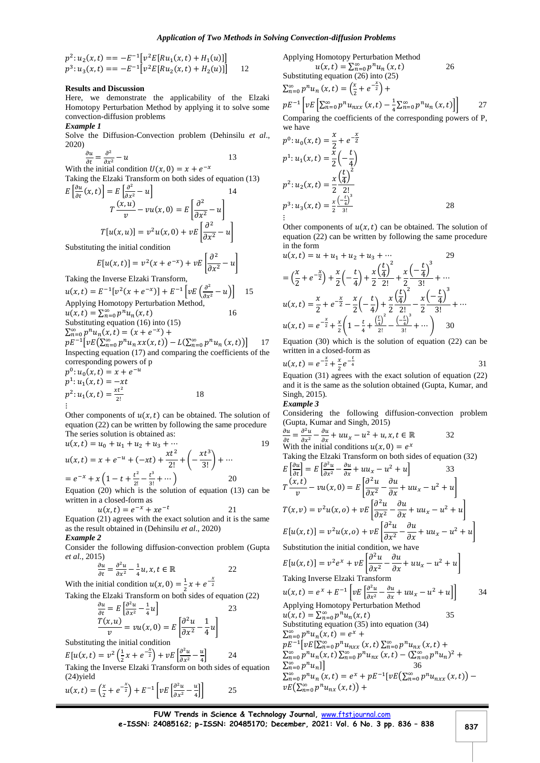$$p^2: u_2(x,t) == -E^{-1}\left[v^2 E[Ru_1(x,t) + H_1(u)]\right]$$
$$p^3: u_3(x,t) == -E^{-1}\left[v^2 E[Ru_2(x,t) + H_2(u)]\right] \quad 12$$

**Results and Discussion**

Here, we demonstrate the applicability of the Elzaki Homotopy Perturbation Method by applying it to solve some convection-diffusion problems

***Example 1***

Solve the Diffusion-Convection problem (Dehinsilu *et al*., 2020)

$$\frac{\partial u}{\partial t} = \frac{\partial^2}{\partial x^2} - u \quad 13$$

With the initial condition $U(x,0) = x + e^{-x}$

Taking the Elzaki Transform on both sides of equation (13)

$$E\left[\frac{\partial u}{\partial t}(x,t)\right] = E\left[\frac{\partial^2}{\partial x^2} - u\right] \quad 14$$

$$T\frac{(x,u)}{v} - vu(x,0) = E\left[\frac{\partial^2}{\partial x^2} - u\right]$$

$$T[u(x,u)] = v^2 u(x,0) + vE\left[\frac{\partial^2}{\partial x^2} - u\right]$$

Substituting the initial condition

$$E[u(x,t)] = v^2(x + e^{-x}) + vE\left[\frac{\partial^2}{\partial x^2} - u\right]$$

Taking the Inverse Elzaki Transform,

$$u(x,t) = E^{-1}[v^2(x + e^{-x})] + E^{-1}\left[vE\left(\frac{\partial^2}{\partial x^2} - u\right)\right] \quad 15$$

Applying Homotopy Perturbation Method,

$$u(x,t) = \sum_{n=0}^{\infty} p^n u_n(x,t) \quad 16$$

Substituting equation (16) into (15)

$$\sum_{n=0}^{\infty} p^n u_n(x,t) = (x + e^{-x}) + pE^{-1}\left[vE\left(\sum_{n=0}^{\infty} p^n u_n xx(x,t)\right) - L\left(\sum_{n=0}^{\infty} p^n u_n(x,t)\right)\right] \quad 17$$

Inspecting equation (17) and comparing the coefficients of the corresponding powers of p

$$p^0: u_0(x,t) = x + e^{-u}$$
$$p^1: u_1(x,t) = -xt$$
$$p^2: u_1(x,t) = \frac{xt^2}{2!} \quad 18$$
$$\vdots$$

Other components of $u(x,t)$ can be obtained. The solution of equation (22) can be written by following the same procedure The series solution is obtained as:

$$u(x,t) = u_0 + u_1 + u_2 + u_3 + \cdots \quad 19$$

$$u(x,t) = x + e^{-u} + (-xt) + \frac{xt^2}{2!} + \left(-\frac{xt^3}{3!}\right) + \cdots$$

$$= e^{-x} + x\left(1 - t + \frac{t^2}{2!} - \frac{t^3}{3!} + \cdots\right) \quad 20$$

Equation (20) which is the solution of equation (13) can be written in a closed-form as

$$u(x,t) = e^{-x} + xe^{-t} \quad 21$$

Equation (21) agrees with the exact solution and it is the same as the result obtained in (Dehinsilu *et al*., 2020)

***Example 2***

Consider the following diffusion-convection problem (Gupta *et al.*, 2015)

$$\frac{\partial u}{\partial t} = \frac{\partial^2 u}{\partial x^2} - \frac{1}{4}u, x, t \in \mathbb{R} \quad 22$$

With the initial condition $u(x,0) = \frac{1}{2}x + e^{-\frac{x}{2}}$

Taking the Elzaki Transform on both sides of equation (22)

$$\frac{\partial u}{\partial t} = E\left[\frac{\partial^2 u}{\partial x^2} - \frac{1}{4}u\right] \quad 23$$

$$\frac{T(x,u)}{v} = vu(x,0) = E\left[\frac{\partial^2 u}{\partial x^2} - \frac{1}{4}u\right]$$

Substituting the initial condition

$$E[u(x,t) = v^2\left(\frac{1}{2}x + e^{-\frac{x}{2}}\right) + vE\left[\frac{\partial^2 u}{\partial x^2} - \frac{u}{4}\right] \quad 24$$

Taking the Inverse Elzaki Transform on both sides of equation (24)yield

$$u(x,t) = \left(\frac{x}{2} + e^{-\frac{x}{2}}\right) + E^{-1}\left[vE\left[\frac{\partial^2 u}{\partial x^2} - \frac{u}{4}\right]\right] \quad 25$$

Applying Homotopy Perturbation Method

$$u(x,t) = \sum_{n=0}^{\infty} p^n u_n(x,t) \quad 26$$

Substituting equation (26) into (25)

$$\sum_{n=0}^{\infty} p^n u_n(x,t) = \left(\frac{x}{2} + e^{-\frac{x}{2}}\right) + pE^{-1}\left[vE\left[\sum_{n=0}^{\infty} p^n u_{nxx}(x,t) - \frac{1}{4}\sum_{n=0}^{\infty} p^n u_n(x,t)\right]\right] \quad 27$$

Comparing the coefficients of the corresponding powers of P, we have

$$p^0: u_0(x,t) = \frac{x}{2} + e^{-\frac{x}{2}}$$
$$p^1: u_1(x,t) = \frac{x}{2}\left(-\frac{t}{4}\right)$$
$$p^2: u_2(x,t) = \frac{x}{2}\frac{\left(\frac{t}{4}\right)^2}{2!}$$
$$p^3: u_3(x,t) = \frac{x}{2}\frac{\left(-\frac{t}{4}\right)^3}{3!} \quad 28$$
$$\vdots$$

Other components of $u(x,t)$ can be obtained. The solution of equation (22) can be written by following the same procedure in the form

$$u(x,t) = u + u_1 + u_2 + u_3 + \cdots \quad 29$$

$$= \left(\frac{x}{2} + e^{-\frac{x}{2}}\right) + \frac{x}{2}\left(-\frac{t}{4}\right) + \frac{x}{2}\frac{\left(\frac{t}{4}\right)^2}{2!} + \frac{x}{2}\frac{\left(-\frac{t}{4}\right)^3}{3!} + \cdots$$

$$u(x,t) = \frac{x}{2} + e^{-\frac{x}{2}} - \frac{x}{2}\left(-\frac{t}{4}\right) + \frac{x}{2}\frac{\left(\frac{t}{4}\right)^2}{2!} - \frac{x}{2}\frac{\left(-\frac{t}{4}\right)^3}{3!} + \cdots$$

$$u(x,t) = e^{-\frac{x}{2}} + \frac{x}{2}\left(1 - \frac{t}{4} + \frac{\left(\frac{t}{4}\right)^2}{2!} - \frac{\left(-\frac{t}{4}\right)^3}{3!} + \cdots\right) \quad 30$$

Equation (30) which is the solution of equation (22) can be written in a closed-form as

$$u(x,t) = e^{-\frac{x}{2}} + \frac{x}{2}e^{-\frac{t}{4}} \quad 31$$

Equation (31) agrees with the exact solution of equation (22) and it is the same as the solution obtained (Gupta, Kumar, and Singh, 2015).

***Example 3***

Considering the following diffusion-convection problem (Gupta, Kumar and Singh, 2015)

$$\frac{\partial u}{\partial t} = \frac{\partial^2 u}{\partial x^2} - \frac{\partial u}{\partial x} + uu_x - u^2 + u, x, t \in \mathbb{R} \quad 32$$

With the initial conditions $u(x,0) = e^x$

Taking the Elzaki Transform on both sides of equation (32)

$$E\left[\frac{\partial u}{\partial t}\right] = E\left[\frac{\partial^2 u}{\partial x^2} - \frac{\partial u}{\partial x} + uu_x - u^2 + u\right] \quad 33$$

$$T\frac{(x,t)}{v} - vu(x,0) = E\left[\frac{\partial^2 u}{\partial x^2} - \frac{\partial u}{\partial x} + uu_x - u^2 + u\right]$$

$$T(x,v) = v^2 u(x,o) + vE\left[\frac{\partial^2 u}{\partial x^2} - \frac{\partial u}{\partial x} + uu_x - u^2 + u\right]$$

$$E[u(x,t)] = v^2 u(x,o) + vE\left[\frac{\partial^2 u}{\partial x^2} - \frac{\partial u}{\partial x} + uu_x - u^2 + u\right]$$

Substitution the initial condition, we have

$$E[u(x,t)] = v^2 e^x + vE\left[\frac{\partial^2 u}{\partial x^2} - \frac{\partial u}{\partial x} + uu_x - u^2 + u\right]$$

Taking Inverse Elzaki Transform

$$u(x,t) = e^x + E^{-1}\left[vE\left[\frac{\partial^2 u}{\partial x^2} - \frac{\partial u}{\partial x} + uu_x - u^2 + u\right]\right] \quad 34$$

Applying Homotopy Perturbation Method

$$u(x,t) = \sum_{n=0}^{\infty} p^n u_n(x,t) \quad 35$$

Substituting equation (35) into equation (34)

$$\sum_{n=0}^{\infty} p^n u_n(x,t) = e^x + pE^{-1}\left[vE\left[\sum_{n=0}^{\infty} p^n u_{nxx}(x,t)\sum_{n=0}^{\infty} p^n u_{nx}(x,t) + \sum_{n=0}^{\infty} p^n u_n(x,t)\sum_{n=0}^{\infty} p^n u_{nx}(x,t) - \left(\sum_{n=0}^{\infty} p^n u_n\right)^2 + \sum_{n=0}^{\infty} p^n u_n\right]\right] \quad 36$$

$$\sum_{n=0}^{\infty} p^n u_n(x,t) = e^x + pE^{-1}\left[vE\left(\sum_{n=0}^{\infty} p^n u_{nxx}(x,t)\right) - vE\left(\sum_{n=0}^{\infty} p^n u_{nx}(x,t)\right) + \right.$$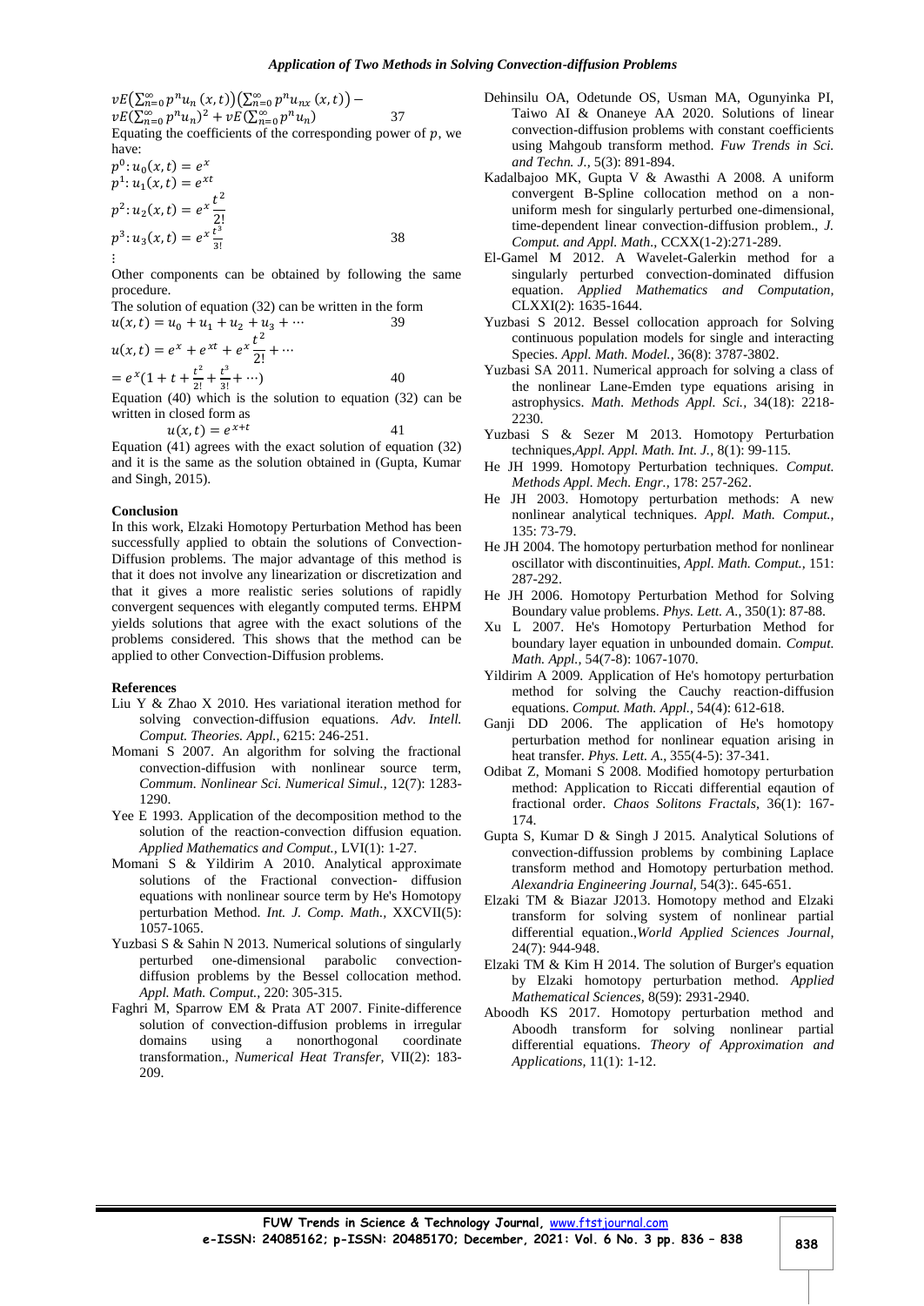$$vE\left(\sum_{n=0}^{\infty} p^n u_n(x,t)\right)\left(\sum_{n=0}^{\infty} p^n u_{nx}(x,t)\right) - vE\left(\sum_{n=0}^{\infty} p^n u_n\right)^2 + vE\left(\sum_{n=0}^{\infty} p^n u_n\right) \quad 37$$

Equating the coefficients of the corresponding power of $p$, we have:

$$p^0: u_0(x,t) = e^x$$
$$p^1: u_1(x,t) = e^{xt}$$
$$p^2: u_2(x,t) = e^x \frac{t^2}{2!}$$
$$p^3: u_3(x,t) = e^x \frac{t^3}{3!} \quad 38$$
$$\vdots$$

Other components can be obtained by following the same procedure.

The solution of equation (32) can be written in the form

$$u(x,t) = u_0 + u_1 + u_2 + u_3 + \cdots \quad 39$$

$$u(x,t) = e^x + e^{xt} + e^x \frac{t^2}{2!} + \cdots$$
$$= e^x\left(1 + t + \frac{t^2}{2!} + \frac{t^3}{3!} + \cdots\right) \quad 40$$

Equation (40) which is the solution to equation (32) can be written in closed form as

$$u(x,t) = e^{x+t} \quad 41$$

Equation (41) agrees with the exact solution of equation (32) and it is the same as the solution obtained in (Gupta, Kumar and Singh, 2015).

**Conclusion**

In this work, Elzaki Homotopy Perturbation Method has been successfully applied to obtain the solutions of Convection-Diffusion problems. The major advantage of this method is that it does not involve any linearization or discretization and that it gives a more realistic series solutions of rapidly convergent sequences with elegantly computed terms. EHPM yields solutions that agree with the exact solutions of the problems considered. This shows that the method can be applied to other Convection-Diffusion problems.

**References**

Liu Y & Zhao X 2010. Hes variational iteration method for solving convection-diffusion equations. *Adv. Intell. Comput. Theories. Appl.,* 6215: 246-251.

Momani S 2007. An algorithm for solving the fractional convection-diffusion with nonlinear source term, *Commum. Nonlinear Sci. Numerical Simul.,* 12(7): 1283-1290.

Yee E 1993. Application of the decomposition method to the solution of the reaction-convection diffusion equation. *Applied Mathematics and Comput.,* LVI(1): 1-27.

Momani S & Yildirim A 2010. Analytical approximate solutions of the Fractional convection- diffusion equations with nonlinear source term by He's Homotopy perturbation Method. *Int. J. Comp. Math.,* XXCVII(5): 1057-1065.

Yuzbasi S & Sahin N 2013. Numerical solutions of singularly perturbed one-dimensional parabolic convection-diffusion problems by the Bessel collocation method. *Appl. Math. Comput.,* 220: 305-315.

Faghri M, Sparrow EM & Prata AT 2007. Finite-difference solution of convection-diffusion problems in irregular domains using a nonorthogonal coordinate transformation., *Numerical Heat Transfer,* VII(2): 183-209.

Dehinsilu OA, Odetunde OS, Usman MA, Ogunyinka PI, Taiwo AI & Onaneye AA 2020. Solutions of linear convection-diffusion problems with constant coefficients using Mahgoub transform method. *Fuw Trends in Sci. and Techn. J.,* 5(3): 891-894.

Kadalbajoo MK, Gupta V & Awasthi A 2008. A uniform convergent B-Spline collocation method on a non-uniform mesh for singularly perturbed one-dimensional, time-dependent linear convection-diffusion problem., *J. Comput. and Appl. Math.,* CCXX(1-2):271-289.

El-Gamel M 2012. A Wavelet-Galerkin method for a singularly perturbed convection-dominated diffusion equation. *Applied Mathematics and Computation,* CLXXI(2): 1635-1644.

Yuzbasi S 2012. Bessel collocation approach for Solving continuous population models for single and interacting Species. *Appl. Math. Model.,* 36(8): 3787-3802.

Yuzbasi SA 2011. Numerical approach for solving a class of the nonlinear Lane-Emden type equations arising in astrophysics. *Math. Methods Appl. Sci.,* 34(18): 2218-2230.

Yuzbasi S & Sezer M 2013. Homotopy Perturbation techniques,*Appl. Appl. Math. Int. J.,* 8(1): 99-115.

He JH 1999. Homotopy Perturbation techniques. *Comput. Methods Appl. Mech. Engr.,* 178: 257-262.

He JH 2003. Homotopy perturbation methods: A new nonlinear analytical techniques. *Appl. Math. Comput.,* 135: 73-79.

He JH 2004. The homotopy perturbation method for nonlinear oscillator with discontinuities, *Appl. Math. Comput.,* 151: 287-292.

He JH 2006. Homotopy Perturbation Method for Solving Boundary value problems. *Phys. Lett. A.,* 350(1): 87-88.

Xu L 2007. He's Homotopy Perturbation Method for boundary layer equation in unbounded domain. *Comput. Math. Appl.,* 54(7-8): 1067-1070.

Yildirim A 2009. Application of He's homotopy perturbation method for solving the Cauchy reaction-diffusion equations. *Comput. Math. Appl.,* 54(4): 612-618.

Ganji DD 2006. The application of He's homotopy perturbation method for nonlinear equation arising in heat transfer. *Phys. Lett. A.,* 355(4-5): 37-341.

Odibat Z, Momani S 2008. Modified homotopy perturbation method: Application to Riccati differential eqaution of fractional order. *Chaos Solitons Fractals,* 36(1): 167-174.

Gupta S, Kumar D & Singh J 2015. Analytical Solutions of convection-diffussion problems by combining Laplace transform method and Homotopy perturbation method. *Alexandria Engineering Journal,* 54(3):. 645-651.

Elzaki TM & Biazar J2013. Homotopy method and Elzaki transform for solving system of nonlinear partial differential equation.,*World Applied Sciences Journal,* 24(7): 944-948.

Elzaki TM & Kim H 2014. The solution of Burger's equation by Elzaki homotopy perturbation method. *Applied Mathematical Sciences,* 8(59): 2931-2940.

Aboodh KS 2017. Homotopy perturbation method and Aboodh transform for solving nonlinear partial differential equations. *Theory of Approximation and Applications,* 11(1): 1-12.